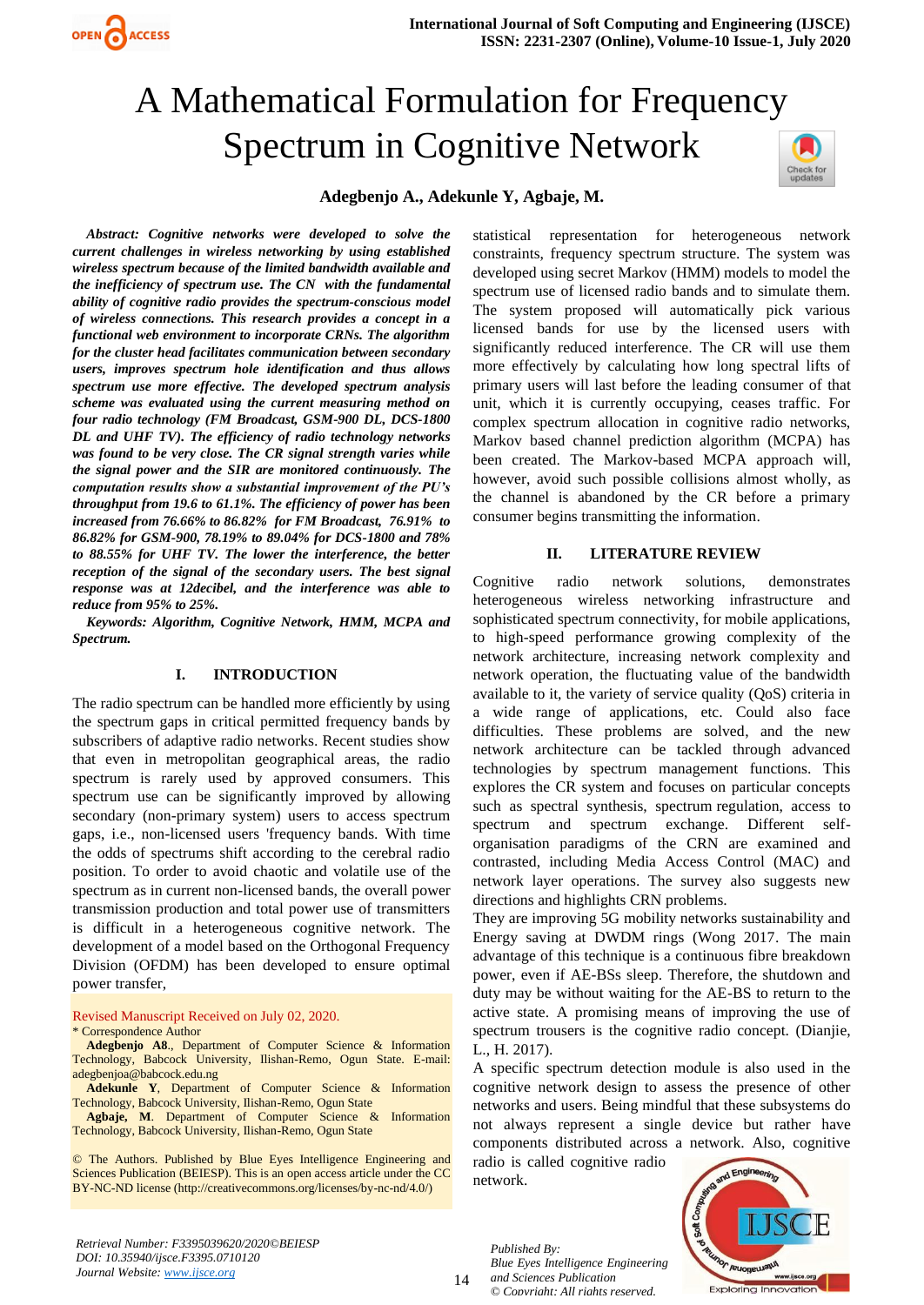# A Mathematical Formulation for Frequency Spectrum in Cognitive Network

**Adegbenjo A., Adekunle Y, Agbaje, M.**

***Abstract:** Cognitive networks were developed to solve the current challenges in wireless networking by using established wireless spectrum because of the limited bandwidth available and the inefficiency of spectrum use. The CN with the fundamental ability of cognitive radio provides the spectrum-conscious model of wireless connections. This research provides a concept in a functional web environment to incorporate CRNs. The algorithm for the cluster head facilitates communication between secondary users, improves spectrum hole identification and thus allows spectrum use more effective. The developed spectrum analysis scheme was evaluated using the current measuring method on four radio technology (FM Broadcast, GSM-900 DL, DCS-1800 DL and UHF TV). The efficiency of radio technology networks was found to be very close. The CR signal strength varies while the signal power and the SIR are monitored continuously. The computation results show a substantial improvement of the PU's throughput from 19.6 to 61.1%. The efficiency of power has been increased from 76.66% to 86.82% for FM Broadcast, 76.91% to 86.82% for GSM-900, 78.19% to 89.04% for DCS-1800 and 78% to 88.55% for UHF TV. The lower the interference, the better reception of the signal of the secondary users. The best signal response was at 12decibel, and the interference was able to reduce from 95% to 25%.*

***Keywords:** Algorithm, Cognitive Network, HMM, MCPA and Spectrum.*

## I. INTRODUCTION

The radio spectrum can be handled more efficiently by using the spectrum gaps in critical permitted frequency bands by subscribers of adaptive radio networks. Recent studies show that even in metropolitan geographical areas, the radio spectrum is rarely used by approved consumers. This spectrum use can be significantly improved by allowing secondary (non-primary system) users to access spectrum gaps, i.e., non-licensed users 'frequency bands. With time the odds of spectrums shift according to the cerebral radio position. To order to avoid chaotic and volatile use of the spectrum as in current non-licensed bands, the overall power transmission production and total power use of transmitters is difficult in a heterogeneous cognitive network. The development of a model based on the Orthogonal Frequency Division (OFDM) has been developed to ensure optimal power transfer,

Revised Manuscript Received on July 02, 2020.

\* Correspondence Author

**Adegbenjo A8**., Department of Computer Science & Information Technology, Babcock University, Ilishan-Remo, Ogun State. E-mail: adegbenjoa@babcock.edu.ng

**Adekunle Y**, Department of Computer Science & Information Technology, Babcock University, Ilishan-Remo, Ogun State

**Agbaje, M**. Department of Computer Science & Information Technology, Babcock University, Ilishan-Remo, Ogun State

© The Authors. Published by Blue Eyes Intelligence Engineering and Sciences Publication (BEIESP). This is an open access article under the CC BY-NC-ND license (http://creativecommons.org/licenses/by-nc-nd/4.0/)

statistical representation for heterogeneous network constraints, frequency spectrum structure. The system was developed using secret Markov (HMM) models to model the spectrum use of licensed radio bands and to simulate them. The system proposed will automatically pick various licensed bands for use by the licensed users with significantly reduced interference. The CR will use them more effectively by calculating how long spectral lifts of primary users will last before the leading consumer of that unit, which it is currently occupying, ceases traffic. For complex spectrum allocation in cognitive radio networks, Markov based channel prediction algorithm (MCPA) has been created. The Markov-based MCPA approach will, however, avoid such possible collisions almost wholly, as the channel is abandoned by the CR before a primary consumer begins transmitting the information.

## II. LITERATURE REVIEW

Cognitive radio network solutions, demonstrates heterogeneous wireless networking infrastructure and sophisticated spectrum connectivity, for mobile applications, to high-speed performance growing complexity of the network architecture, increasing network complexity and network operation, the fluctuating value of the bandwidth available to it, the variety of service quality (QoS) criteria in a wide range of applications, etc. Could also face difficulties. These problems are solved, and the new network architecture can be tackled through advanced technologies by spectrum management functions. This explores the CR system and focuses on particular concepts such as spectral synthesis, spectrum regulation, access to spectrum and spectrum exchange. Different self-organisation paradigms of the CRN are examined and contrasted, including Media Access Control (MAC) and network layer operations. The survey also suggests new directions and highlights CRN problems.

They are improving 5G mobility networks sustainability and Energy saving at DWDM rings (Wong 2017. The main advantage of this technique is a continuous fibre breakdown power, even if AE-BSs sleep. Therefore, the shutdown and duty may be without waiting for the AE-BS to return to the active state. A promising means of improving the use of spectrum trousers is the cognitive radio concept. (Dianjie, L., H. 2017).

A specific spectrum detection module is also used in the cognitive network design to assess the presence of other networks and users. Being mindful that these subsystems do not always represent a single device but rather have components distributed across a network. Also, cognitive radio is called cognitive radio network.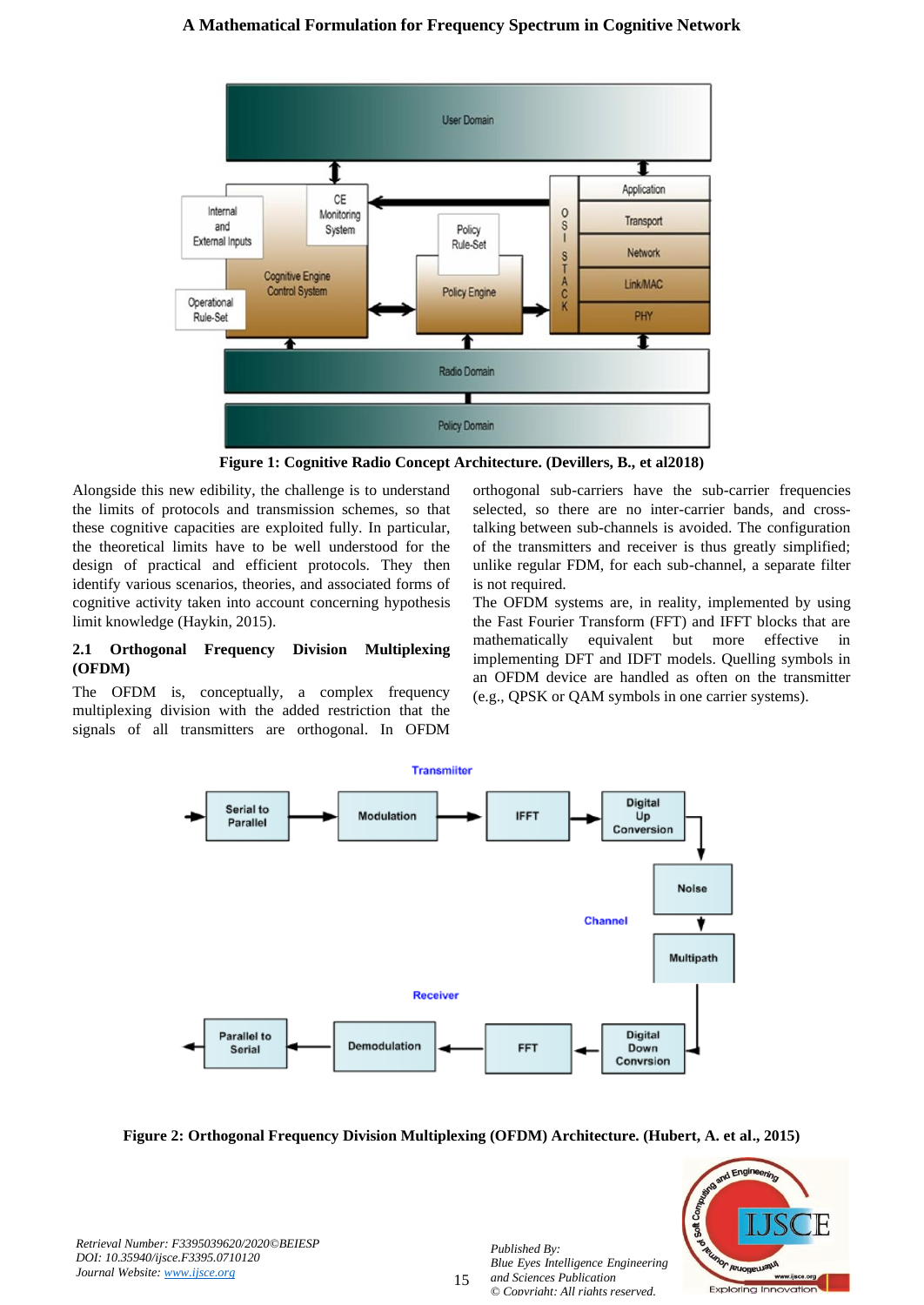**Figure 1: Cognitive Radio Concept Architecture. (Devillers, B., et al2018)**

Alongside this new edibility, the challenge is to understand the limits of protocols and transmission schemes, so that these cognitive capacities are exploited fully. In particular, the theoretical limits have to be well understood for the design of practical and efficient protocols. They then identify various scenarios, theories, and associated forms of cognitive activity taken into account concerning hypothesis limit knowledge (Haykin, 2015).

### 2.1 Orthogonal Frequency Division Multiplexing (OFDM)

The OFDM is, conceptually, a complex frequency multiplexing division with the added restriction that the signals of all transmitters are orthogonal. In OFDM orthogonal sub-carriers have the sub-carrier frequencies selected, so there are no inter-carrier bands, and cross-talking between sub-channels is avoided. The configuration of the transmitters and receiver is thus greatly simplified; unlike regular FDM, for each sub-channel, a separate filter is not required.

The OFDM systems are, in reality, implemented by using the Fast Fourier Transform (FFT) and IFFT blocks that are mathematically equivalent but more effective in implementing DFT and IDFT models. Quelling symbols in an OFDM device are handled as often on the transmitter (e.g., QPSK or QAM symbols in one carrier systems).

**Figure 2: Orthogonal Frequency Division Multiplexing (OFDM) Architecture. (Hubert, A. et al., 2015)**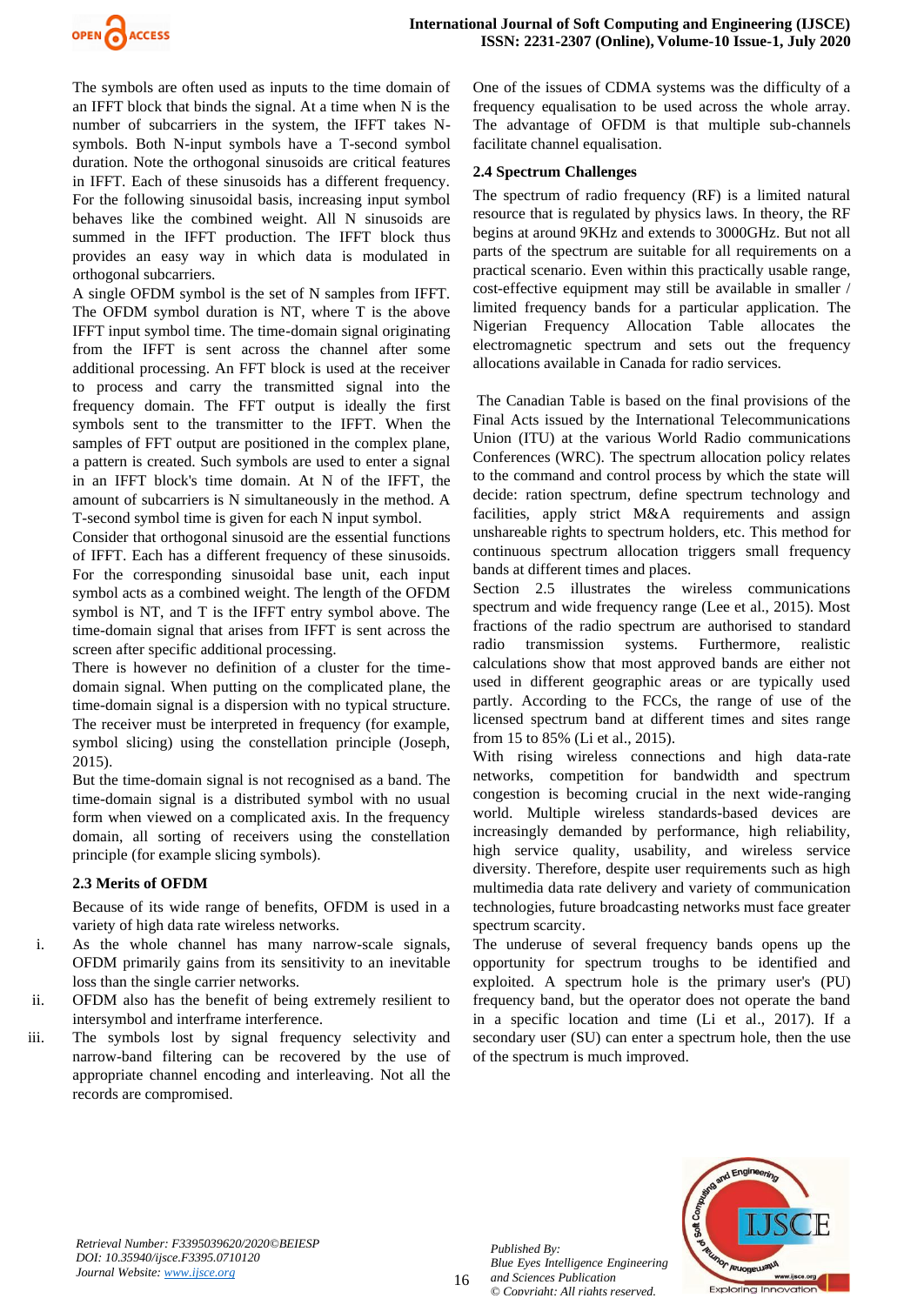The symbols are often used as inputs to the time domain of an IFFT block that binds the signal. At a time when N is the number of subcarriers in the system, the IFFT takes N-symbols. Both N-input symbols have a T-second symbol duration. Note the orthogonal sinusoids are critical features in IFFT. Each of these sinusoids has a different frequency. For the following sinusoidal basis, increasing input symbol behaves like the combined weight. All N sinusoids are summed in the IFFT production. The IFFT block thus provides an easy way in which data is modulated in orthogonal subcarriers.

A single OFDM symbol is the set of N samples from IFFT. The OFDM symbol duration is NT, where T is the above IFFT input symbol time. The time-domain signal originating from the IFFT is sent across the channel after some additional processing. An FFT block is used at the receiver to process and carry the transmitted signal into the frequency domain. The FFT output is ideally the first symbols sent to the transmitter to the IFFT. When the samples of FFT output are positioned in the complex plane, a pattern is created. Such symbols are used to enter a signal in an IFFT block's time domain. At N of the IFFT, the amount of subcarriers is N simultaneously in the method. A T-second input symbol time is given for each N input symbol.

Consider that orthogonal sinusoid are the essential functions of IFFT. Each has a different frequency of these sinusoids. For the corresponding sinusoidal base unit, each input symbol acts as a combined weight. The length of the OFDM symbol is NT, and T is the IFFT entry symbol above. The time-domain signal that arises from IFFT is sent across the screen after specific additional processing.

There is however no definition of a cluster for the time-domain signal. When putting on the complicated plane, the time-domain signal is a dispersion with no typical structure. The receiver must be interpreted in frequency (for example, symbol slicing) using the constellation principle (Joseph, 2015).

But the time-domain signal is not recognised as a band. The time-domain signal is a distributed symbol with no usual form when viewed on a complicated axis. In the frequency domain, all sorting of receivers using the constellation principle (for example slicing symbols).

### 2.3 Merits of OFDM

Because of its wide range of benefits, OFDM is used in a variety of high data rate wireless networks.

i. As the whole channel has many narrow-scale signals, OFDM primarily gains from its sensitivity to an inevitable loss than the single carrier networks.
ii. OFDM also has the benefit of being extremely resilient to intersymbol and interframe interference.
iii. The symbols lost by signal frequency selectivity and narrow-band filtering can be recovered by the use of appropriate channel encoding and interleaving. Not all the records are compromised.

One of the issues of CDMA systems was the difficulty of a frequency equalisation to be used across the whole array. The advantage of OFDM is that multiple sub-channels facilitate channel equalisation.

### 2.4 Spectrum Challenges

The spectrum of radio frequency (RF) is a limited natural resource that is regulated by physics laws. In theory, the RF begins at around 9KHz and extends to 3000GHz. But not all parts of the spectrum are suitable for all requirements on a practical scenario. Even within this practically usable range, cost-effective equipment may still be available in smaller / limited frequency bands for a particular application. The Nigerian Frequency Allocation Table allocates the electromagnetic spectrum and sets out the frequency allocations available in Canada for radio services.

The Canadian Table is based on the final provisions of the Final Acts issued by the International Telecommunications Union (ITU) at the various World Radio communications Conferences (WRC). The spectrum allocation policy relates to the command and control process by which the state will decide: ration spectrum, define spectrum technology and facilities, apply strict M&A requirements and assign unshareable rights to spectrum holders, etc. This method for continuous spectrum allocation triggers small frequency bands at different times and places.

Section 2.5 illustrates the wireless communications spectrum and wide frequency range (Lee et al., 2015). Most fractions of the radio spectrum are authorised to standard radio transmission systems. Furthermore, realistic calculations show that most approved bands are either not used in different geographic areas or are typically used partly. According to the FCCs, the range of use of the licensed spectrum band at different times and sites range from 15 to 85% (Li et al., 2015).

With rising wireless connections and high data-rate networks, competition for bandwidth and spectrum congestion is becoming crucial in the next wide-ranging world. Multiple wireless standards-based devices are increasingly demanded by performance, high reliability, high service quality, usability, and wireless service diversity. Therefore, despite user requirements such as high multimedia data rate delivery and variety of communication technologies, future broadcasting networks must face greater spectrum scarcity.

The underuse of several frequency bands opens up the opportunity for spectrum troughs to be identified and exploited. A spectrum hole is the primary user's (PU) frequency band, but the operator does not operate the band in a specific location and time (Li et al., 2017). If a secondary user (SU) can enter a spectrum hole, then the use of the spectrum is much improved.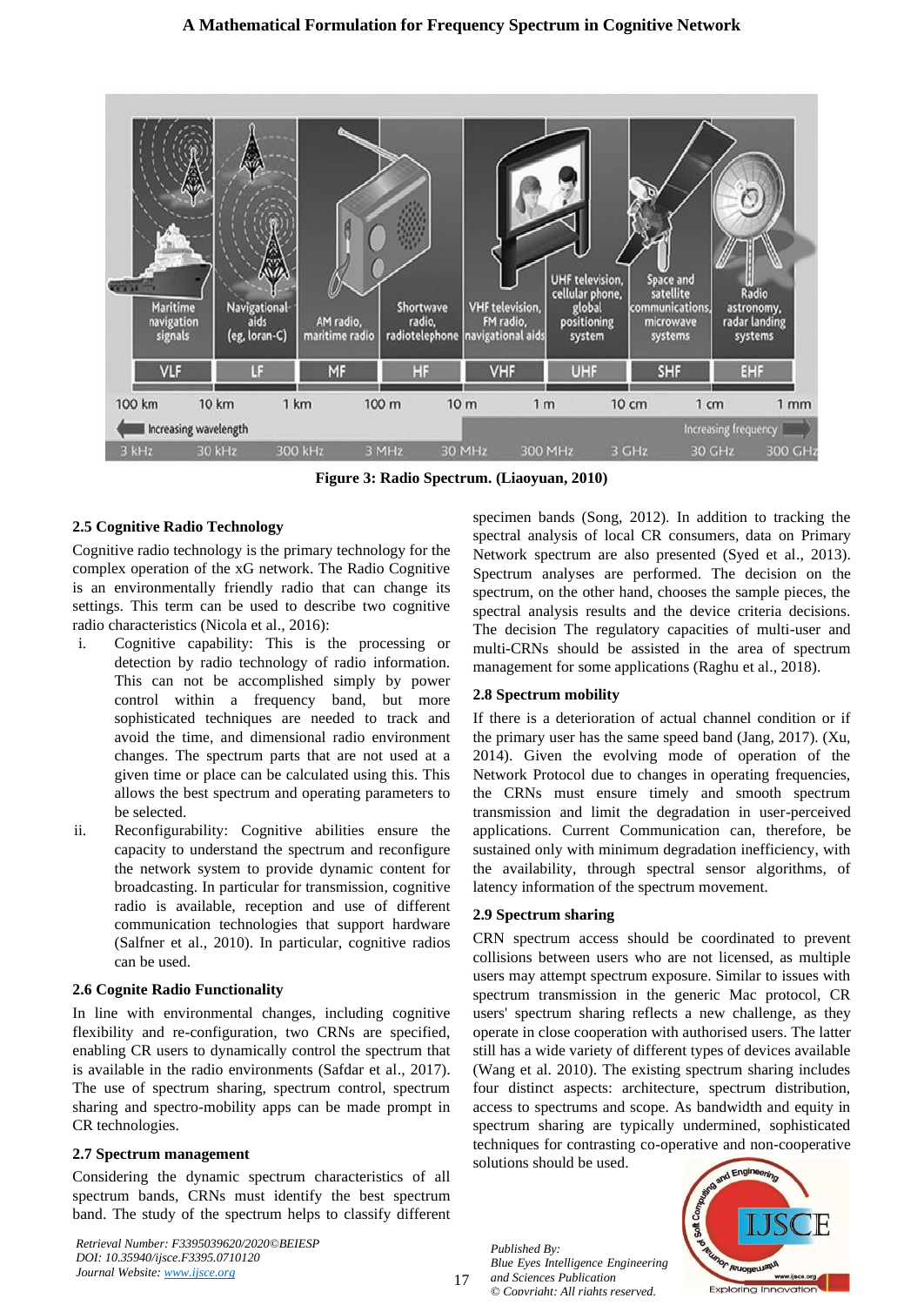Figure 3: Radio Spectrum. (Liaoyuan, 2010)

### 2.5 Cognitive Radio Technology

Cognitive radio technology is the primary technology for the complex operation of the xG network. The Radio Cognitive is an environmentally friendly radio that can change its settings. This term can be used to describe two cognitive radio characteristics (Nicola et al., 2016):

i. Cognitive capability: This is the processing or detection by radio technology of radio information. This can not be accomplished simply by power control within a frequency band, but more sophisticated techniques are needed to track and avoid the time, and dimensional radio environment changes. The spectrum parts that are not used at a given time or place can be calculated using this. This allows the best spectrum and operating parameters to be selected.
ii. Reconfigurability: Cognitive abilities ensure the capacity to understand the spectrum and reconfigure the network system to provide dynamic content for broadcasting. In particular for transmission, cognitive radio is available, reception and use of different communication technologies that support hardware (Salfner et al., 2010). In particular, cognitive radios can be used.

### 2.6 Cognite Radio Functionality

In line with environmental changes, including cognitive flexibility and re-configuration, two CRNs are specified, enabling CR users to dynamically control the spectrum that is available in the radio environments (Safdar et al., 2017). The use of spectrum sharing, spectrum control, spectrum sharing and spectro-mobility apps can be made prompt in CR technologies.

### 2.7 Spectrum management

Considering the dynamic spectrum characteristics of all spectrum bands, CRNs must identify the best spectrum band. The study of the spectrum helps to classify different specimen bands (Song, 2012). In addition to tracking the spectral analysis of local CR consumers, data on Primary Network spectrum are also presented (Syed et al., 2013). Spectrum analyses are performed. The decision on the spectrum, on the other hand, chooses the sample pieces, the spectral analysis results and the device criteria decisions. The decision The regulatory capacities of multi-user and multi-CRNs should be assisted in the area of spectrum management for some applications (Raghu et al., 2018).

### 2.8 Spectrum mobility

If there is a deterioration of actual channel condition or if the primary user has the same speed band (Jang, 2017). (Xu, 2014). Given the evolving mode of operation of the Network Protocol due to changes in operating frequencies, the CRNs must ensure timely and smooth spectrum transmission and limit the degradation in user-perceived applications. Current Communication can, therefore, be sustained only with minimum degradation inefficiency, with the availability, through spectral sensor algorithms, of latency information of the spectrum movement.

### 2.9 Spectrum sharing

CRN spectrum access should be coordinated to prevent collisions between users who are not licensed, as multiple users may attempt spectrum exposure. Similar to issues with spectrum transmission in the generic Mac protocol, CR users' spectrum sharing reflects a new challenge, as they operate in close cooperation with authorised users. The latter still has a wide variety of different types of devices available (Wang et al. 2010). The existing spectrum sharing includes four distinct aspects: architecture, spectrum distribution, access to spectrums and scope. As bandwidth and equity in spectrum sharing are typically undermined, sophisticated techniques for contrasting co-operative and non-cooperative solutions should be used.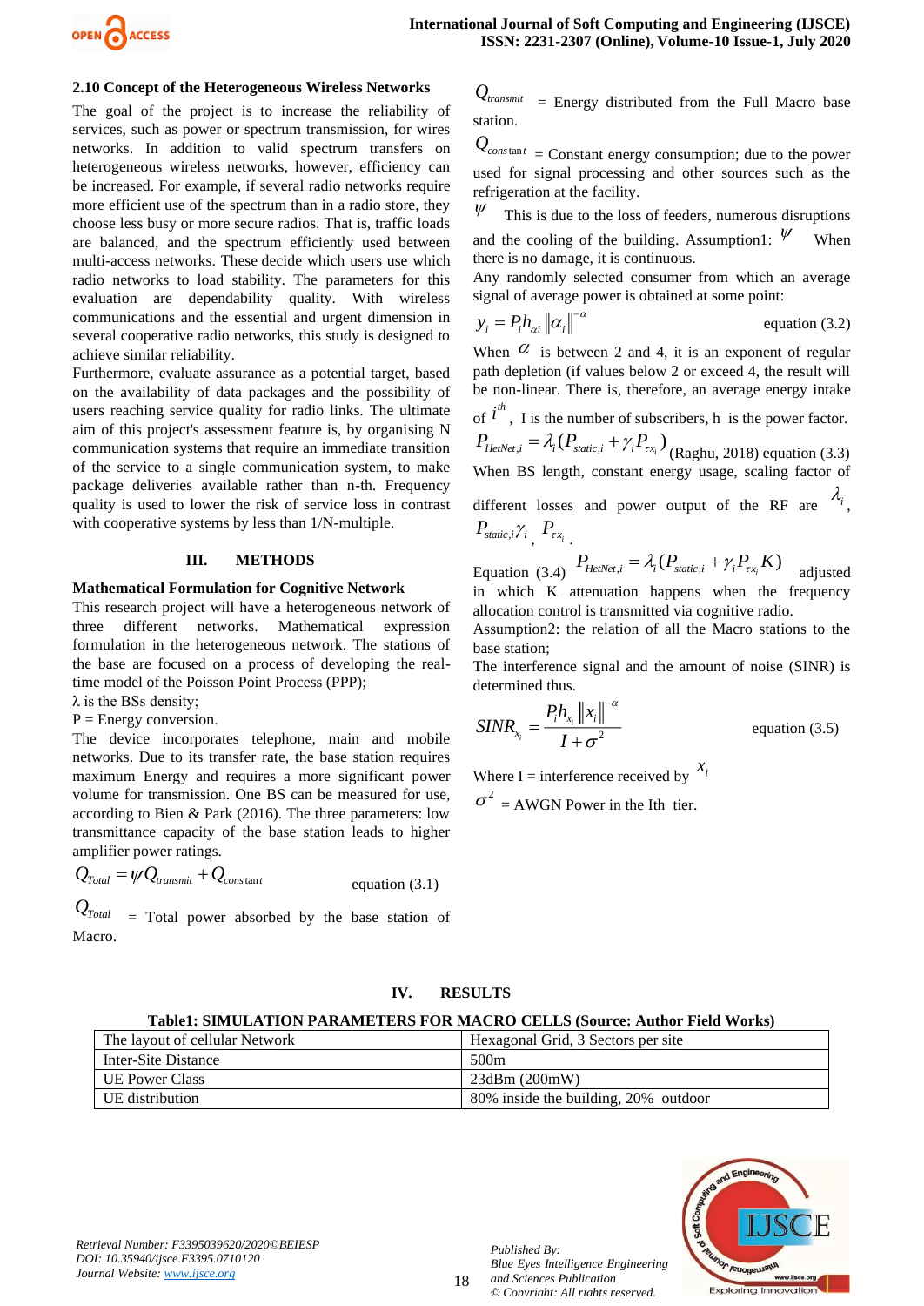### 2.10 Concept of the Heterogeneous Wireless Networks

The goal of the project is to increase the reliability of services, such as power or spectrum transmission, for wires networks. In addition to valid spectrum transfers on heterogeneous wireless networks, however, efficiency can be increased. For example, if several radio networks require more efficient use of the spectrum than in a radio store, they choose less busy or more secure radios. That is, traffic loads are balanced, and the spectrum efficiently used between multi-access networks. These decide which users use which radio networks to load stability. The parameters for this evaluation are dependability quality. With wireless communications and the essential and urgent dimension in several cooperative radio networks, this study is designed to achieve similar reliability.

Furthermore, evaluate assurance as a potential target, based on the availability of data packages and the possibility of users reaching service quality for radio links. The ultimate aim of this project's assessment feature is, by organising N communication systems that require an immediate transition of the service to a single communication system, to make package deliveries available rather than n-th. Frequency quality is used to lower the risk of service loss in contrast with cooperative systems by less than 1/N-multiple.

## III. METHODS

**Mathematical Formulation for Cognitive Network**

This research project will have a heterogeneous network of three different networks. Mathematical expression formulation in the heterogeneous network. The stations of the base are focused on a process of developing the real-time model of the Poisson Point Process (PPP);

$\lambda$ is the BSs density;

P = Energy conversion.

The device incorporates telephone, main and mobile networks. Due to its transfer rate, the base station requires maximum Energy and requires a more significant power volume for transmission. One BS can be measured for use, according to Bien & Park (2016). The three parameters: low transmittance capacity of the base station leads to higher amplifier power ratings.

$$Q_{Total} = \psi Q_{transmit} + Q_{constant} \quad \text{equation (3.1)}$$

$Q_{Total}$ = Total power absorbed by the base station of Macro.

$Q_{transmit}$ = Energy distributed from the Full Macro base station.

$Q_{constant}$ = Constant energy consumption; due to the power used for signal processing and other sources such as the refrigeration at the facility.

$\psi$ This is due to the loss of feeders, numerous disruptions and the cooling of the building. Assumption1: $\psi$ When there is no damage, it is continuous.

Any randomly selected consumer from which an average signal of average power is obtained at some point:

$$y_i = P_i h_{\alpha i} \left\| \alpha_i \right\|^{-\alpha} \quad \text{equation (3.2)}$$

When $\alpha$ is between 2 and 4, it is an exponent of regular path depletion (if values below 2 or exceed 4, the result will be non-linear. There is, therefore, an average energy intake of $i^{th}$, I is the number of subscribers, h is the power factor.

$$P_{HetNet,i} = \lambda_i (P_{static,i} + \gamma_i P_{\tau x_i}) \quad \text{(Raghu, 2018) equation (3.3)}$$

When BS length, constant energy usage, scaling factor of different losses and power output of the RF are $\lambda_i$, $P_{static,i}\gamma_i$, $P_{\tau x_i}$.

Equation (3.4) $P_{HetNet,i} = \lambda_i (P_{static,i} + \gamma_i P_{\tau x_i} K)$ adjusted in which K attenuation happens when the frequency allocation control is transmitted via cognitive radio.

Assumption2: the relation of all the Macro stations to the base station;

The interference signal and the amount of noise (SINR) is determined thus.

$$SINR_{x_i} = \frac{P_i h_{x_i} \left\| x_i \right\|^{-\alpha}}{I + \sigma^2} \quad \text{equation (3.5)}$$

Where I = interference received by $x_i$

$\sigma^2$ = AWGN Power in the Ith tier.

## IV. RESULTS

**Table1: SIMULATION PARAMETERS FOR MACRO CELLS (Source: Author Field Works)**

| The layout of cellular Network | Hexagonal Grid, 3 Sectors per site |
|---|---|
| Inter-Site Distance | 500m |
| UE Power Class | 23dBm (200mW) |
| UE distribution | 80% inside the building, 20% outdoor |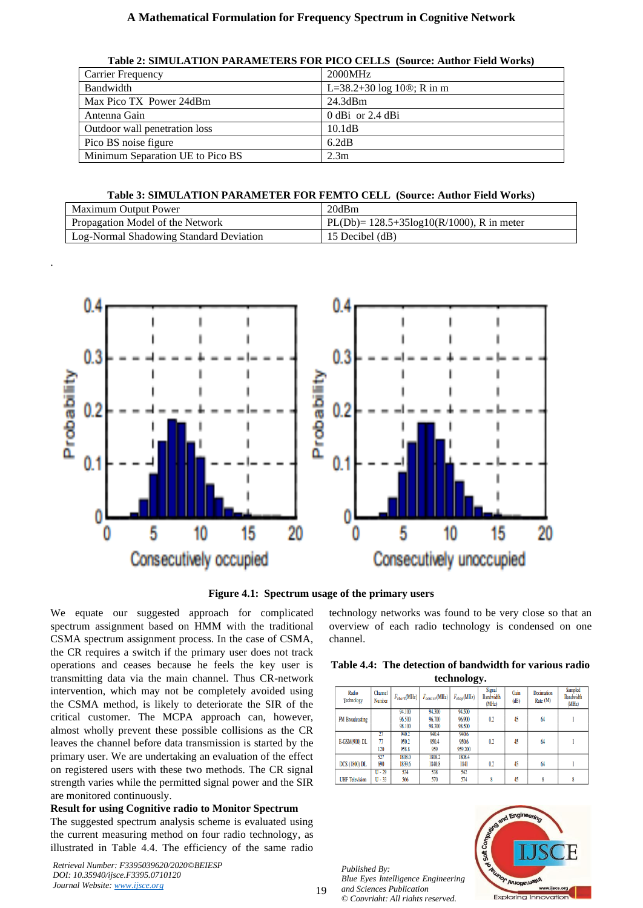**Table 2: SIMULATION PARAMETERS FOR PICO CELLS (Source: Author Field Works)**

| Carrier Frequency | 2000MHz |
|---|---|
| Bandwidth | L=38.2+30 log 10®; R in m |
| Max Pico TX Power 24dBm | 24.3dBm |
| Antenna Gain | 0 dBi or 2.4 dBi |
| Outdoor wall penetration loss | 10.1dB |
| Pico BS noise figure | 6.2dB |
| Minimum Separation UE to Pico BS | 2.3m |

**Table 3: SIMULATION PARAMETER FOR FEMTO CELL (Source: Author Field Works)**

| Maximum Output Power | 20dBm |
|---|---|
| Propagation Model of the Network | PL(Db)= 128.5+35log10(R/1000), R in meter |
| Log-Normal Shadowing Standard Deviation | 15 Decibel (dB) |

**Figure 4.1: Spectrum usage of the primary users**

We equate our suggested approach for complicated spectrum assignment based on HMM with the traditional CSMA spectrum assignment process. In the case of CSMA, the CR requires a switch if the primary user does not track operations and ceases because he feels the key user is transmitting data via the main channel. Thus CR-network intervention, which may not be completely avoided using the CSMA method, is likely to deteriorate the SIR of the critical customer. The MCPA approach can, however, almost wholly prevent these possible collisions as the CR leaves the channel before data transmission is started by the primary user. We are undertaking an evaluation of the effect on registered users with these two methods. The CR signal strength varies while the permitted signal power and the SIR are monitored continuously.

**Result for using Cognitive radio to Monitor Spectrum**

The suggested spectrum analysis scheme is evaluated using the current measuring method on four radio technology, as illustrated in Table 4.4. The efficiency of the same radio technology networks was found to be very close so that an overview of each radio technology is condensed on one channel.

**Table 4.4: The detection of bandwidth for various radio technology.**

| Radio Technology | Channel Number | $F_{start}$(MHz) | $F_{center}$(MHz) | $F_{stop}$(MHz) | Signal Bandwidth (MHz) | Gain (dB) | Decimation Rate (M) | Sampled Bandwidth (MHz) |
|---|---|---|---|---|---|---|---|---|
| FM Broadcasting | | 94.100 96.500 98.100 | 94.300 96.700 98.300 | 94.500 96.900 98.500 | 0.2 | 45 | 64 | 1 |
| E-GSM(900) DL | 27 77 120 | 940.2 950.2 958.8 | 940.4 950.4 959 | 940.6 950.6 959.200 | 0.2 | 45 | 64 | 1 |
| DCS (1800) DL | 527 690 | 1808.0 1839.6 | 1808.2 1840.8 | 1808.4 1841 | 0.2 | 45 | 64 | 1 |
| UHF Television | U - 29 U - 33 | 534 566 | 538 570 | 542 574 | 8 | 45 | 8 | 8 |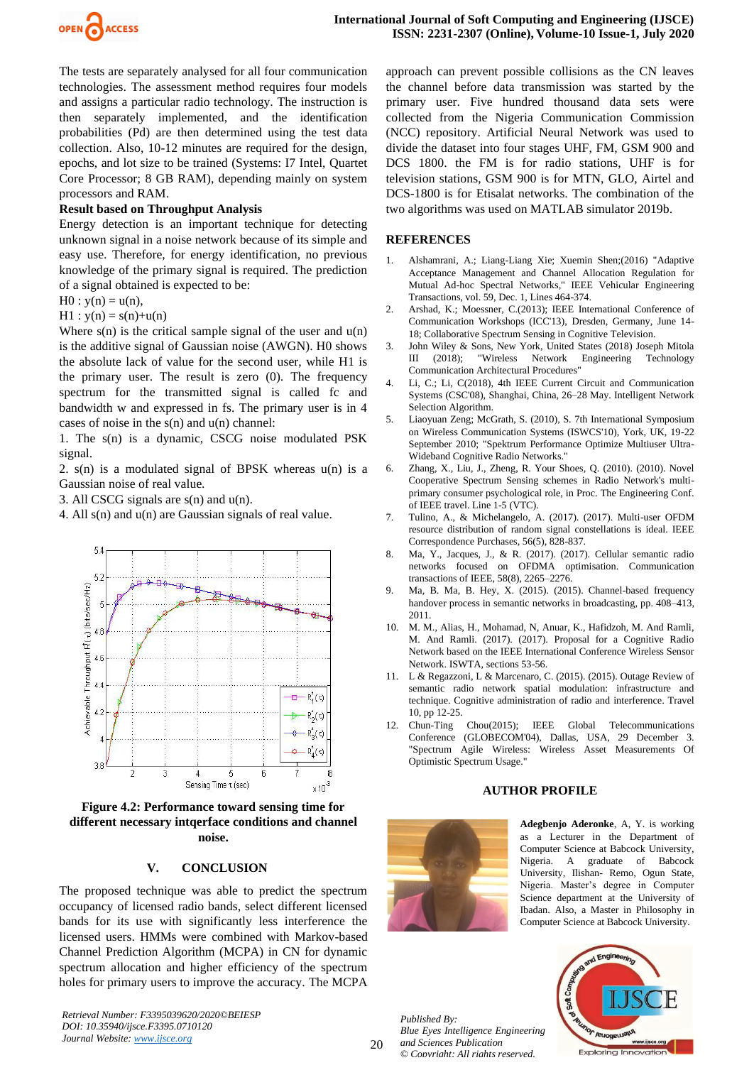The tests are separately analysed for all four communication technologies. The assessment method requires four models and assigns a particular radio technology. The instruction is then separately implemented, and the identification probabilities (Pd) are then determined using the test data collection. Also, 10-12 minutes are required for the design, epochs, and lot size to be trained (Systems: I7 Intel, Quartet Core Processor; 8 GB RAM), depending mainly on system processors and RAM.

**Result based on Throughput Analysis**

Energy detection is an important technique for detecting unknown signal in a noise network because of its simple and easy use. Therefore, for energy identification, no previous knowledge of the primary signal is required. The prediction of a signal obtained is expected to be:

$H0 : y(n) = u(n)$,

$H1 : y(n) = s(n)+u(n)$

Where s(n) is the critical sample signal of the user and u(n) is the additive signal of Gaussian noise (AWGN). H0 shows the absolute lack of value for the second user, while H1 is the primary user. The result is zero (0). The frequency spectrum for the transmitted signal is called fc and bandwidth w and expressed in fs. The primary user is in 4 cases of noise in the s(n) and u(n) channel:

1. The s(n) is a dynamic, CSCG noise modulated PSK signal.
2. s(n) is a modulated signal of BPSK whereas u(n) is a Gaussian noise of real value.
3. All CSCG signals are s(n) and u(n).
4. All s(n) and u(n) are Gaussian signals of real value.

**Figure 4.2: Performance toward sensing time for different necessary intqerface conditions and channel noise.**

## V. CONCLUSION

The proposed technique was able to predict the spectrum occupancy of licensed radio bands, select different licensed bands for its use with significantly less interference the licensed users. HMMs were combined with Markov-based Channel Prediction Algorithm (MCPA) in CN for dynamic spectrum allocation and higher efficiency of the spectrum holes for primary users to improve the accuracy. The MCPA approach can prevent possible collisions as the CN leaves the channel before data transmission was started by the primary user. Five hundred thousand data sets were collected from the Nigeria Communication Commission (NCC) repository. Artificial Neural Network was used to divide the dataset into four stages UHF, FM, GSM 900 and DCS 1800. the FM is for radio stations, UHF is for television stations, GSM 900 is for MTN, GLO, Airtel and DCS-1800 is for Etisalat networks. The combination of the two algorithms was used on MATLAB simulator 2019b.

## REFERENCES

1. Alshamrani, A.; Liang-Liang Xie; Xuemin Shen;(2016) "Adaptive Acceptance Management and Channel Allocation Regulation for Mutual Ad-hoc Spectral Networks," IEEE Vehicular Engineering Transactions, vol. 59, Dec. 1, Lines 464-374.
2. Arshad, K.; Moessner, C.(2013); IEEE International Conference of Communication Workshops (ICC'13), Dresden, Germany, June 14-18; Collaborative Spectrum Sensing in Cognitive Television.
3. John Wiley & Sons, New York, United States (2018) Joseph Mitola III (2018); "Wireless Network Engineering Technology Communication Architectural Procedures"
4. Li, C.; Li, C(2018), 4th IEEE Current Circuit and Communication Systems (CSC'08), Shanghai, China, 26–28 May. Intelligent Network Selection Algorithm.
5. Liaoyuan Zeng; McGrath, S. (2010), S. 7th International Symposium on Wireless Communication Systems (ISWCS'10), York, UK, 19-22 September 2010; "Spektrum Performance Optimize Multiuser Ultra-Wideband Cognitive Radio Networks."
6. Zhang, X., Liu, J., Zheng, R. Your Shoes, Q. (2010). (2010). Novel Cooperative Spectrum Sensing schemes in Radio Network's multi-primary consumer psychological role, in Proc. The Engineering Conf. of IEEE travel. Line 1-5 (VTC).
7. Tulino, A., & Michelangelo, A. (2017). (2017). Multi-user OFDM resource distribution of random signal constellations is ideal. IEEE Correspondence Purchases, 56(5), 828-837.
8. Ma, Y., Jacques, J., & R. (2017). (2017). Cellular semantic radio networks focused on OFDMA optimisation. Communication transactions of IEEE, 58(8), 2265–2276.
9. Ma, B. Ma, B. Hey, X. (2015). (2015). Channel-based frequency handover process in semantic networks in broadcasting, pp. 408–413, 2011.
10. M. M., Alias, H., Mohamad, N, Anuar, K., Hafidzoh, M. And Ramli, M. And Ramli. (2017). (2017). Proposal for a Cognitive Radio Network based on the IEEE International Conference Wireless Sensor Network. ISWTA, sections 53-56.
11. L & Regazzoni, L & Marcenaro, C. (2015). (2015). Outage Review of semantic radio network spatial modulation: infrastructure and technique. Cognitive administration of radio and interference. Travel 10, pp 12-25.
12. Chun-Ting Chou(2015); IEEE Global Telecommunications Conference (GLOBECOM'04), Dallas, USA, 29 December 3. "Spectrum Agile Wireless: Wireless Asset Measurements Of Optimistic Spectrum Usage."

## AUTHOR PROFILE

**Adegbenjo Aderonke**, A, Y. is working as a Lecturer in the Department of Computer Science at Babcock University, Nigeria. A graduate of Babcock University, Ilishan- Remo, Ogun State, Nigeria. Master's degree in Computer Science department at the University of Ibadan. Also, a Master in Philosophy in Computer Science at Babcock University.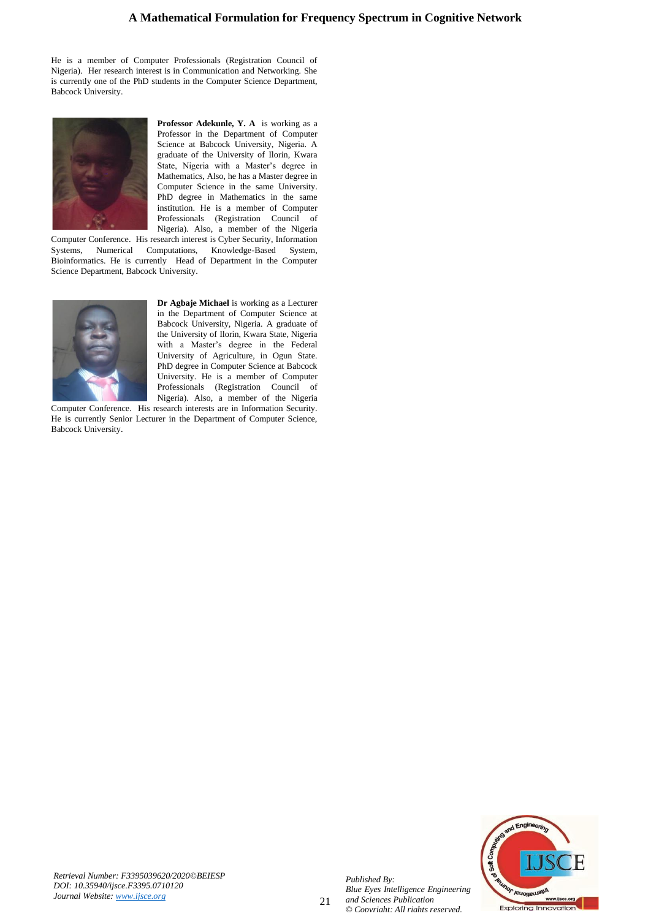He is a member of Computer Professionals (Registration Council of Nigeria). Her research interest is in Communication and Networking. She is currently one of the PhD students in the Computer Science Department, Babcock University.

**Professor Adekunle, Y. A** is working as a Professor in the Department of Computer Science at Babcock University, Nigeria. A graduate of the University of Ilorin, Kwara State, Nigeria with a Master's degree in Mathematics, Also, he has a Master degree in Computer Science in the same University. PhD degree in Mathematics in the same institution. He is a member of Computer Professionals (Registration Council of Nigeria). Also, a member of the Nigeria Computer Conference. His research interest is Cyber Security, Information Systems, Numerical Computations, Knowledge-Based System, Bioinformatics. He is currently Head of Department in the Computer Science Department, Babcock University.

**Dr Agbaje Michael** is working as a Lecturer in the Department of Computer Science at Babcock University, Nigeria. A graduate of the University of Ilorin, Kwara State, Nigeria with a Master's degree in the Federal University of Agriculture, in Ogun State. PhD degree in Computer Science at Babcock University. He is a member of Computer Professionals (Registration Council of Nigeria). Also, a member of the Nigeria Computer Conference. His research interests are in Information Security. He is currently Senior Lecturer in the Department of Computer Science, Babcock University.